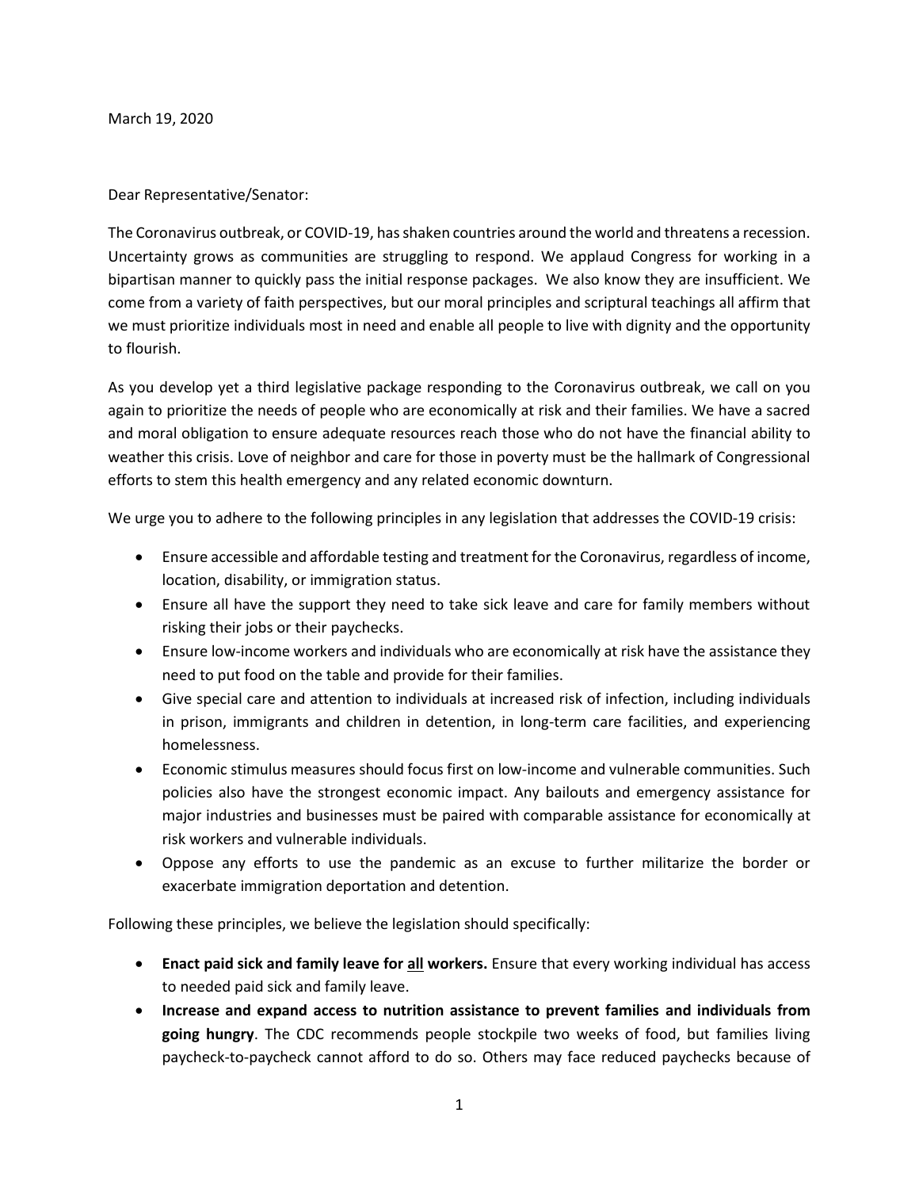March 19, 2020

Dear Representative/Senator:

The Coronavirus outbreak, or COVID-19, has shaken countries around the world and threatens a recession. Uncertainty grows as communities are struggling to respond. We applaud Congress for working in a bipartisan manner to quickly pass the initial response packages. We also know they are insufficient. We come from a variety of faith perspectives, but our moral principles and scriptural teachings all affirm that we must prioritize individuals most in need and enable all people to live with dignity and the opportunity to flourish.

As you develop yet a third legislative package responding to the Coronavirus outbreak, we call on you again to prioritize the needs of people who are economically at risk and their families. We have a sacred and moral obligation to ensure adequate resources reach those who do not have the financial ability to weather this crisis. Love of neighbor and care for those in poverty must be the hallmark of Congressional efforts to stem this health emergency and any related economic downturn.

We urge you to adhere to the following principles in any legislation that addresses the COVID-19 crisis:

- Ensure accessible and affordable testing and treatment for the Coronavirus, regardless of income, location, disability, or immigration status.
- Ensure all have the support they need to take sick leave and care for family members without risking their jobs or their paychecks.
- Ensure low-income workers and individuals who are economically at risk have the assistance they need to put food on the table and provide for their families.
- Give special care and attention to individuals at increased risk of infection, including individuals in prison, immigrants and children in detention, in long-term care facilities, and experiencing homelessness.
- Economic stimulus measures should focus first on low-income and vulnerable communities. Such policies also have the strongest economic impact. Any bailouts and emergency assistance for major industries and businesses must be paired with comparable assistance for economically at risk workers and vulnerable individuals.
- Oppose any efforts to use the pandemic as an excuse to further militarize the border or exacerbate immigration deportation and detention.

Following these principles, we believe the legislation should specifically:

- **Enact paid sick and family leave for <u>all</u> workers.** Ensure that every working individual has access to needed paid sick and family leave.
- **Increase and expand access to nutrition assistance to prevent families and individuals from going hungry**. The CDC recommends people stockpile two weeks of food, but families living paycheck-to-paycheck cannot afford to do so. Others may face reduced paychecks because of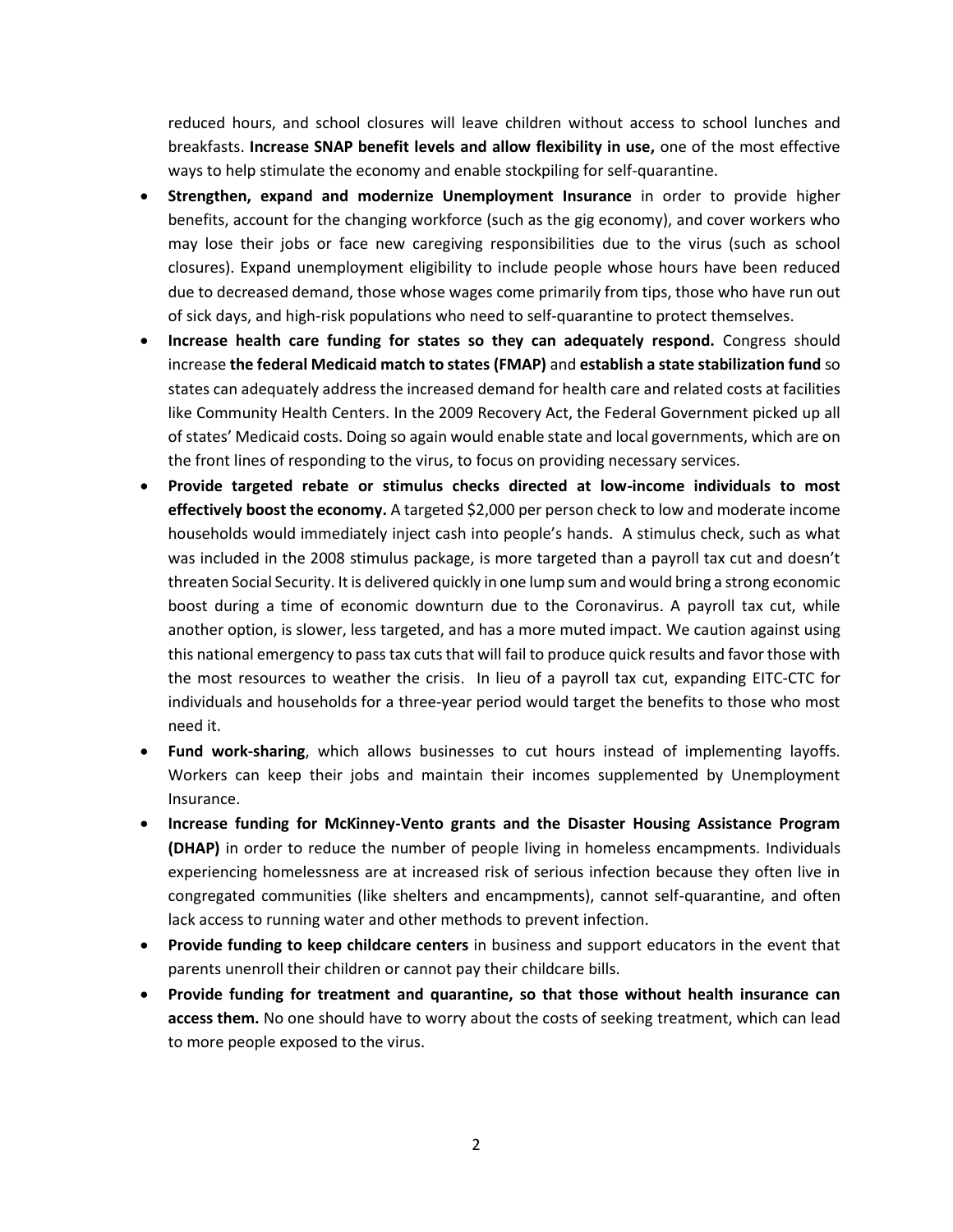reduced hours, and school closures will leave children without access to school lunches and breakfasts. **Increase SNAP benefit levels and allow flexibility in use,** one of the most effective ways to help stimulate the economy and enable stockpiling for self-quarantine.

- **Strengthen, expand and modernize Unemployment Insurance** in order to provide higher benefits, account for the changing workforce (such as the gig economy), and cover workers who may lose their jobs or face new caregiving responsibilities due to the virus (such as school closures). Expand unemployment eligibility to include people whose hours have been reduced due to decreased demand, those whose wages come primarily from tips, those who have run out of sick days, and high-risk populations who need to self-quarantine to protect themselves.
- **Increase health care funding for states so they can adequately respond.** Congress should increase **the federal Medicaid match to states (FMAP)** and **establish a state stabilization fund** so states can adequately address the increased demand for health care and related costs at facilities like Community Health Centers. In the 2009 Recovery Act, the Federal Government picked up all of states' Medicaid costs. Doing so again would enable state and local governments, which are on the front lines of responding to the virus, to focus on providing necessary services.
- **Provide targeted rebate or stimulus checks directed at low-income individuals to most effectively boost the economy.** A targeted $2,000 per person check to low and moderate income households would immediately inject cash into people's hands. A stimulus check, such as what was included in the 2008 stimulus package, is more targeted than a payroll tax cut and doesn't threaten Social Security. It is delivered quickly in one lump sum and would bring a strong economic boost during a time of economic downturn due to the Coronavirus. A payroll tax cut, while another option, is slower, less targeted, and has a more muted impact. We caution against using this national emergency to pass tax cuts that will fail to produce quick results and favor those with the most resources to weather the crisis. In lieu of a payroll tax cut, expanding EITC-CTC for individuals and households for a three-year period would target the benefits to those who most need it.
- **Fund work-sharing**, which allows businesses to cut hours instead of implementing layoffs. Workers can keep their jobs and maintain their incomes supplemented by Unemployment Insurance.
- **Increase funding for McKinney-Vento grants and the Disaster Housing Assistance Program (DHAP)** in order to reduce the number of people living in homeless encampments. Individuals experiencing homelessness are at increased risk of serious infection because they often live in congregated communities (like shelters and encampments), cannot self-quarantine, and often lack access to running water and other methods to prevent infection.
- **Provide funding to keep childcare centers** in business and support educators in the event that parents unenroll their children or cannot pay their childcare bills.
- **Provide funding for treatment and quarantine, so that those without health insurance can access them.** No one should have to worry about the costs of seeking treatment, which can lead to more people exposed to the virus.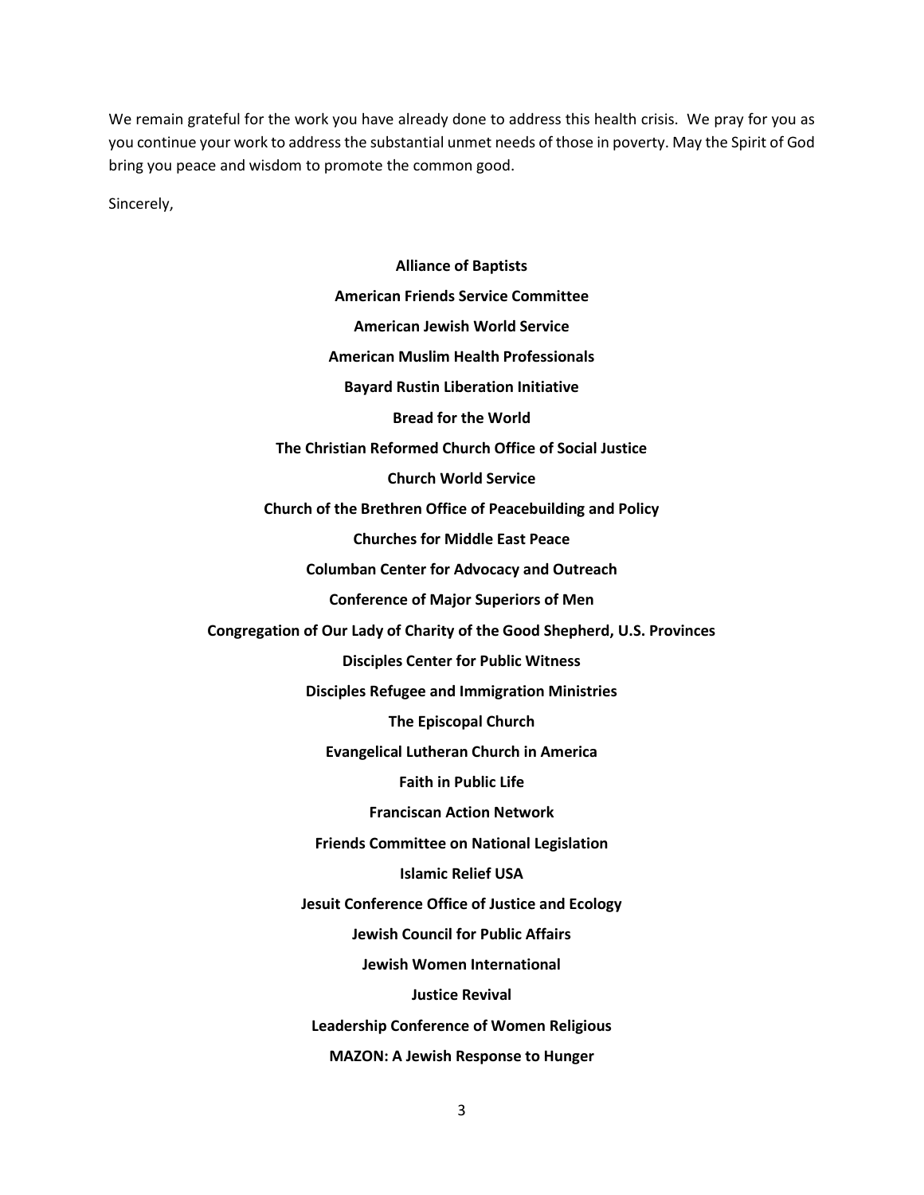We remain grateful for the work you have already done to address this health crisis. We pray for you as you continue your work to address the substantial unmet needs of those in poverty. May the Spirit of God bring you peace and wisdom to promote the common good.

Sincerely,

**Alliance of Baptists**

**American Friends Service Committee**

**American Jewish World Service**

**American Muslim Health Professionals**

**Bayard Rustin Liberation Initiative**

**Bread for the World**

**The Christian Reformed Church Office of Social Justice**

**Church World Service**

**Church of the Brethren Office of Peacebuilding and Policy**

**Churches for Middle East Peace**

**Columban Center for Advocacy and Outreach**

**Conference of Major Superiors of Men**

**Congregation of Our Lady of Charity of the Good Shepherd, U.S. Provinces**

**Disciples Center for Public Witness**

**Disciples Refugee and Immigration Ministries**

**The Episcopal Church**

**Evangelical Lutheran Church in America**

**Faith in Public Life**

**Franciscan Action Network**

**Friends Committee on National Legislation**

**Islamic Relief USA**

**Jesuit Conference Office of Justice and Ecology**

**Jewish Council for Public Affairs**

**Jewish Women International**

**Justice Revival**

**Leadership Conference of Women Religious**

**MAZON: A Jewish Response to Hunger**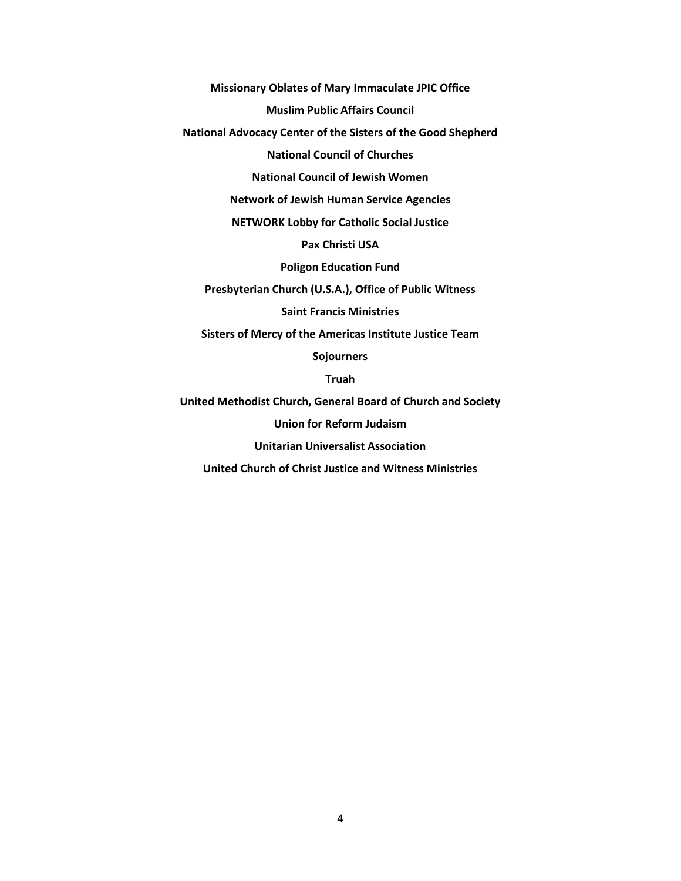**Missionary Oblates of Mary Immaculate JPIC Office**

**Muslim Public Affairs Council**

**National Advocacy Center of the Sisters of the Good Shepherd**

**National Council of Churches**

**National Council of Jewish Women**

**Network of Jewish Human Service Agencies**

**NETWORK Lobby for Catholic Social Justice**

**Pax Christi USA**

**Poligon Education Fund**

**Presbyterian Church (U.S.A.), Office of Public Witness**

**Saint Francis Ministries**

**Sisters of Mercy of the Americas Institute Justice Team**

**Sojourners**

**Truah**

**United Methodist Church, General Board of Church and Society**

**Union for Reform Judaism**

**Unitarian Universalist Association**

**United Church of Christ Justice and Witness Ministries**